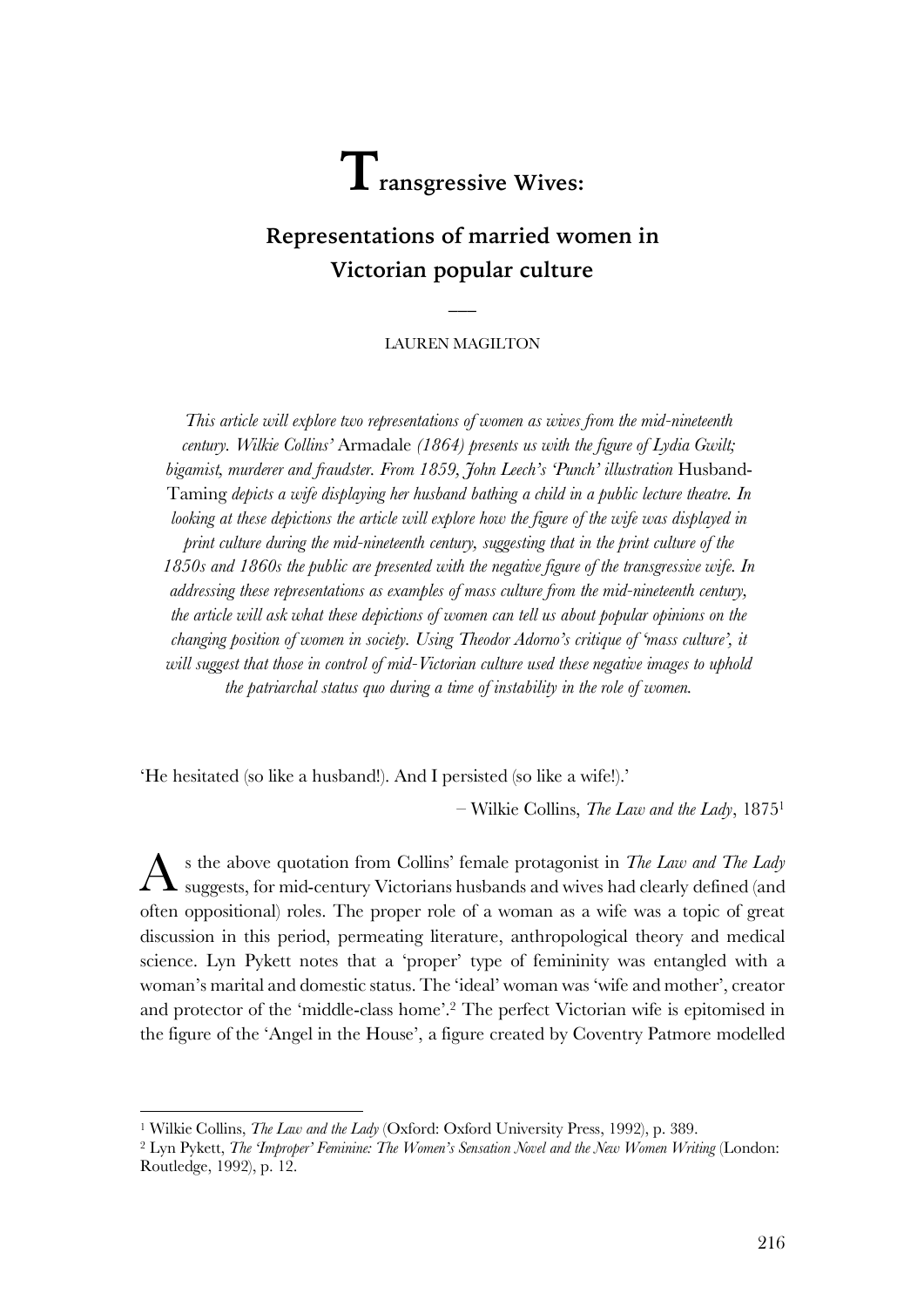# Transgressive Wives:

## Representations of married women in Victorian popular culture

—

LAUREN MAGILTON

*This article will explore two representations of women as wives from the mid-nineteenth century. Wilkie Collins'* Armadale *(1864) presents us with the figure of Lydia Gwilt; bigamist, murderer and fraudster. From 1859, John Leech's 'Punch' illustration* Husband-Taming *depicts a wife displaying her husband bathing a child in a public lecture theatre. In looking at these depictions the article will explore how the figure of the wife was displayed in print culture during the mid-nineteenth century, suggesting that in the print culture of the 1850s and 1860s the public are presented with the negative figure of the transgressive wife. In addressing these representations as examples of mass culture from the mid-nineteenth century, the article will ask what these depictions of women can tell us about popular opinions on the changing position of women in society. Using Theodor Adorno's critique of 'mass culture', it will suggest that those in control of mid-Victorian culture used these negative images to uphold the patriarchal status quo during a time of instability in the role of women.*

'He hesitated (so like a husband!). And I persisted (so like a wife!).'

– Wilkie Collins, *The Law and the Lady*, 1875[1]

As the above quotation from Collins' female protagonist in *The Law and The Lady* suggests, for mid-century Victorians husbands and wives had clearly defined (and often oppositional) roles. The proper role of a woman as a wife was a topic of great discussion in this period, permeating literature, anthropological theory and medical science. Lyn Pykett notes that a 'proper' type of femininity was entangled with a woman's marital and domestic status. The 'ideal' woman was 'wife and mother', creator and protector of the 'middle-class home'.[2] The perfect Victorian wife is epitomised in the figure of the 'Angel in the House', a figure created by Coventry Patmore modelled

[1] Wilkie Collins, *The Law and the Lady* (Oxford: Oxford University Press, 1992), p. 389.

[2] Lyn Pykett, *The 'Improper' Feminine: The Women's Sensation Novel and the New Women Writing* (London: Routledge, 1992), p. 12.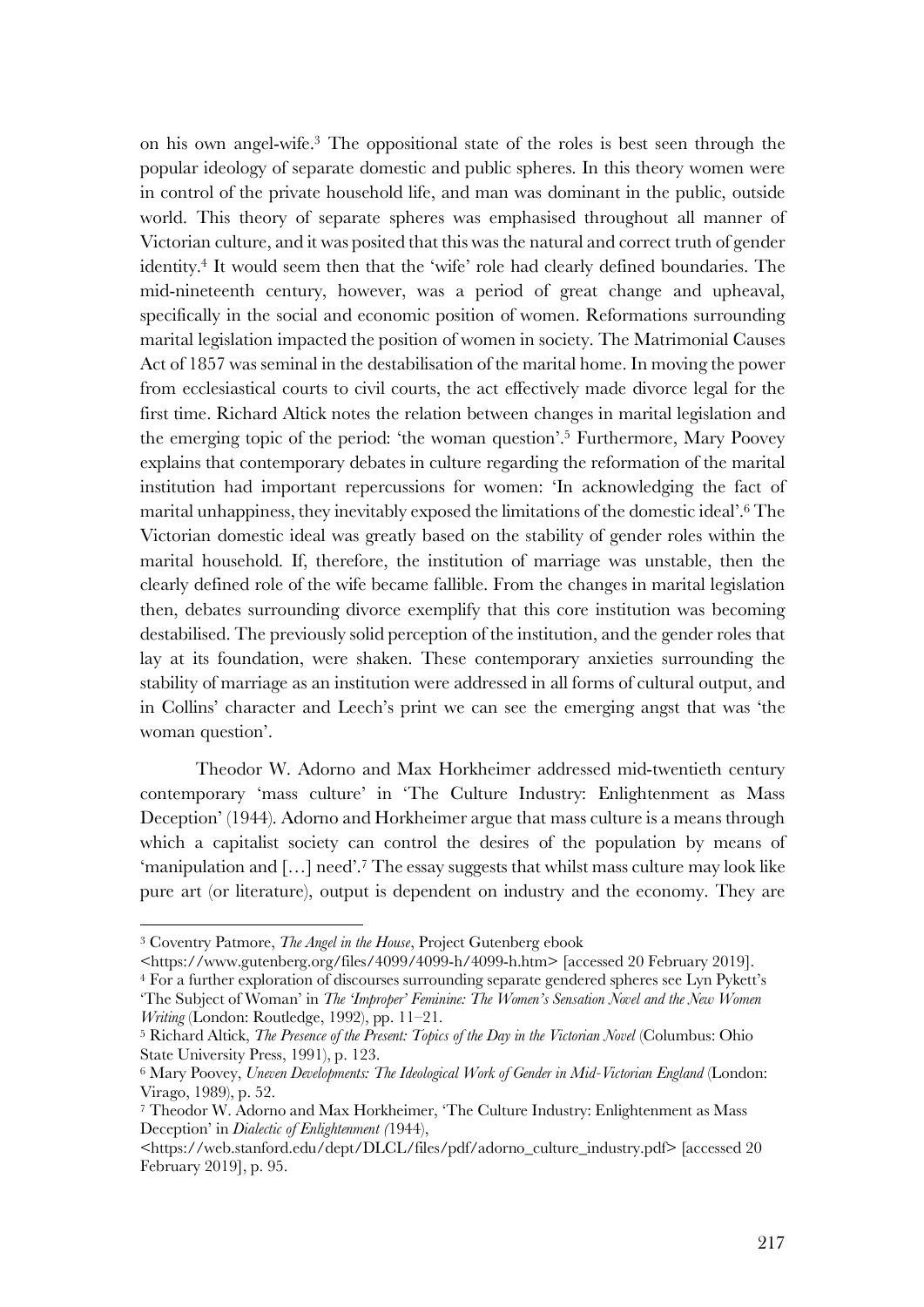on his own angel-wife.[3] The oppositional state of the roles is best seen through the popular ideology of separate domestic and public spheres. In this theory women were in control of the private household life, and man was dominant in the public, outside world. This theory of separate spheres was emphasised throughout all manner of Victorian culture, and it was posited that this was the natural and correct truth of gender identity.[4] It would seem then that the 'wife' role had clearly defined boundaries. The mid-nineteenth century, however, was a period of great change and upheaval, specifically in the social and economic position of women. Reformations surrounding marital legislation impacted the position of women in society. The Matrimonial Causes Act of 1857 was seminal in the destabilisation of the marital home. In moving the power from ecclesiastical courts to civil courts, the act effectively made divorce legal for the first time. Richard Altick notes the relation between changes in marital legislation and the emerging topic of the period: 'the woman question'.[5] Furthermore, Mary Poovey explains that contemporary debates in culture regarding the reformation of the marital institution had important repercussions for women: 'In acknowledging the fact of marital unhappiness, they inevitably exposed the limitations of the domestic ideal'.[6] The Victorian domestic ideal was greatly based on the stability of gender roles within the marital household. If, therefore, the institution of marriage was unstable, then the clearly defined role of the wife became fallible. From the changes in marital legislation then, debates surrounding divorce exemplify that this core institution was becoming destabilised. The previously solid perception of the institution, and the gender roles that lay at its foundation, were shaken. These contemporary anxieties surrounding the stability of marriage as an institution were addressed in all forms of cultural output, and in Collins' character and Leech's print we can see the emerging angst that was 'the woman question'.

Theodor W. Adorno and Max Horkheimer addressed mid-twentieth century contemporary 'mass culture' in 'The Culture Industry: Enlightenment as Mass Deception' (1944). Adorno and Horkheimer argue that mass culture is a means through which a capitalist society can control the desires of the population by means of 'manipulation and […] need'.[7] The essay suggests that whilst mass culture may look like pure art (or literature), output is dependent on industry and the economy. They are

---

[3] Coventry Patmore, *The Angel in the House*, Project Gutenberg ebook <https://www.gutenberg.org/files/4099/4099-h/4099-h.htm> [accessed 20 February 2019].

[4] For a further exploration of discourses surrounding separate gendered spheres see Lyn Pykett's 'The Subject of Woman' in *The 'Improper' Feminine: The Women's Sensation Novel and the New Women Writing* (London: Routledge, 1992), pp. 11–21.

[5] Richard Altick, *The Presence of the Present: Topics of the Day in the Victorian Novel* (Columbus: Ohio State University Press, 1991), p. 123.

[6] Mary Poovey, *Uneven Developments: The Ideological Work of Gender in Mid-Victorian England* (London: Virago, 1989), p. 52.

[7] Theodor W. Adorno and Max Horkheimer, 'The Culture Industry: Enlightenment as Mass Deception' in *Dialectic of Enlightenment (*1944), <https://web.stanford.edu/dept/DLCL/files/pdf/adorno_culture_industry.pdf> [accessed 20 February 2019], p. 95.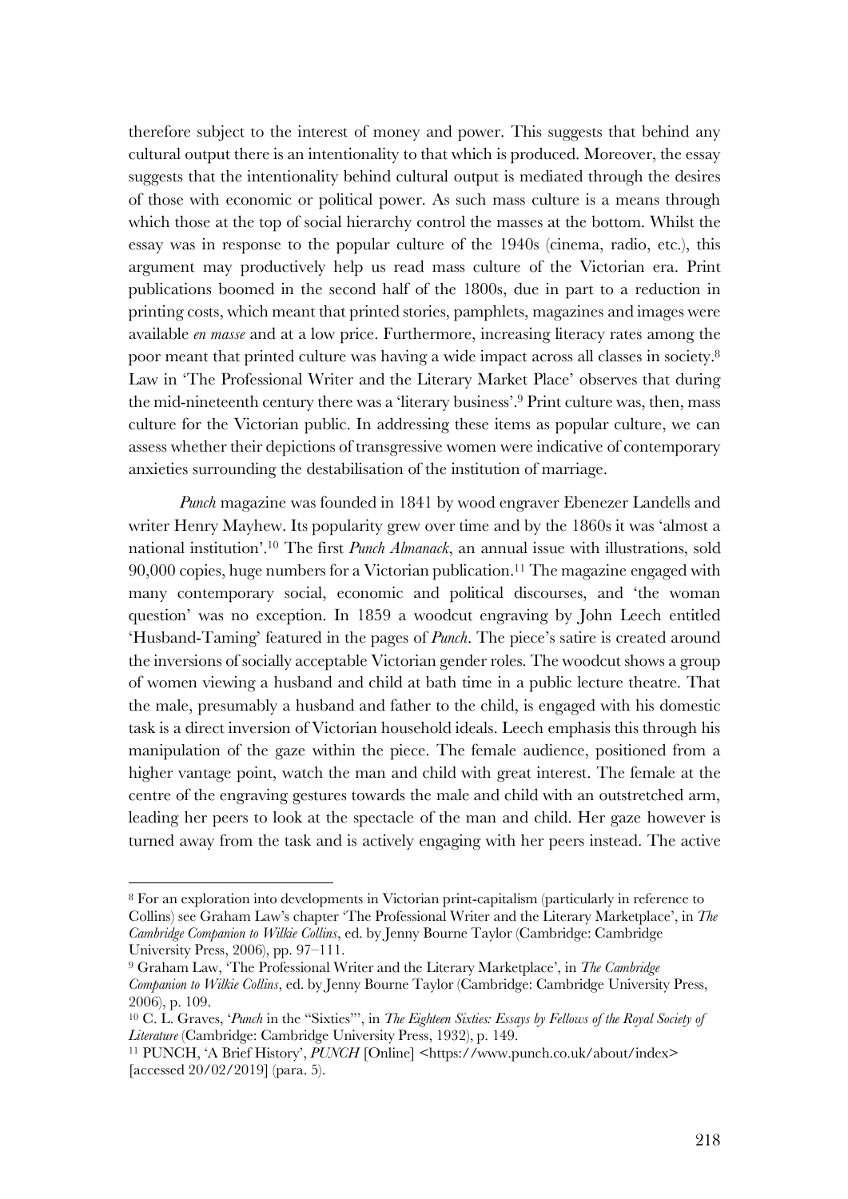therefore subject to the interest of money and power. This suggests that behind any cultural output there is an intentionality to that which is produced. Moreover, the essay suggests that the intentionality behind cultural output is mediated through the desires of those with economic or political power. As such mass culture is a means through which those at the top of social hierarchy control the masses at the bottom. Whilst the essay was in response to the popular culture of the 1940s (cinema, radio, etc.), this argument may productively help us read mass culture of the Victorian era. Print publications boomed in the second half of the 1800s, due in part to a reduction in printing costs, which meant that printed stories, pamphlets, magazines and images were available *en masse* and at a low price. Furthermore, increasing literacy rates among the poor meant that printed culture was having a wide impact across all classes in society.[8] Law in 'The Professional Writer and the Literary Market Place' observes that during the mid-nineteenth century there was a 'literary business'.[9] Print culture was, then, mass culture for the Victorian public. In addressing these items as popular culture, we can assess whether their depictions of transgressive women were indicative of contemporary anxieties surrounding the destabilisation of the institution of marriage.

*Punch* magazine was founded in 1841 by wood engraver Ebenezer Landells and writer Henry Mayhew. Its popularity grew over time and by the 1860s it was 'almost a national institution'.[10] The first *Punch Almanack*, an annual issue with illustrations, sold 90,000 copies, huge numbers for a Victorian publication.[11] The magazine engaged with many contemporary social, economic and political discourses, and 'the woman question' was no exception. In 1859 a woodcut engraving by John Leech entitled 'Husband-Taming' featured in the pages of *Punch*. The piece's satire is created around the inversions of socially acceptable Victorian gender roles. The woodcut shows a group of women viewing a husband and child at bath time in a public lecture theatre. That the male, presumably a husband and father to the child, is engaged with his domestic task is a direct inversion of Victorian household ideals. Leech emphasis this through his manipulation of the gaze within the piece. The female audience, positioned from a higher vantage point, watch the man and child with great interest. The female at the centre of the engraving gestures towards the male and child with an outstretched arm, leading her peers to look at the spectacle of the man and child. Her gaze however is turned away from the task and is actively engaging with her peers instead. The active

---

[8] For an exploration into developments in Victorian print-capitalism (particularly in reference to Collins) see Graham Law's chapter 'The Professional Writer and the Literary Marketplace', in *The Cambridge Companion to Wilkie Collins*, ed. by Jenny Bourne Taylor (Cambridge: Cambridge University Press, 2006), pp. 97–111.

[9] Graham Law, 'The Professional Writer and the Literary Marketplace', in *The Cambridge Companion to Wilkie Collins*, ed. by Jenny Bourne Taylor (Cambridge: Cambridge University Press, 2006), p. 109.

[10] C. L. Graves, '*Punch* in the "Sixties"', in *The Eighteen Sixties: Essays by Fellows of the Royal Society of Literature* (Cambridge: Cambridge University Press, 1932), p. 149.

[11] PUNCH, 'A Brief History', *PUNCH* [Online] <https://www.punch.co.uk/about/index> [accessed 20/02/2019] (para. 5).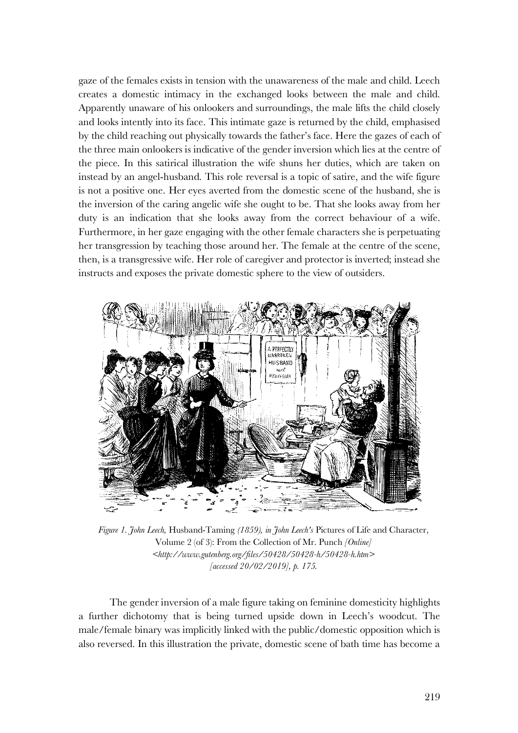gaze of the females exists in tension with the unawareness of the male and child. Leech creates a domestic intimacy in the exchanged looks between the male and child. Apparently unaware of his onlookers and surroundings, the male lifts the child closely and looks intently into its face. This intimate gaze is returned by the child, emphasised by the child reaching out physically towards the father's face. Here the gazes of each of the three main onlookers is indicative of the gender inversion which lies at the centre of the piece. In this satirical illustration the wife shuns her duties, which are taken on instead by an angel-husband. This role reversal is a topic of satire, and the wife figure is not a positive one. Her eyes averted from the domestic scene of the husband, she is the inversion of the caring angelic wife she ought to be. That she looks away from her duty is an indication that she looks away from the correct behaviour of a wife. Furthermore, in her gaze engaging with the other female characters she is perpetuating her transgression by teaching those around her. The female at the centre of the scene, then, is a transgressive wife. Her role of caregiver and protector is inverted; instead she instructs and exposes the private domestic sphere to the view of outsiders.

*Figure 1. John Leech,* Husband-Taming *(1859), in John Leech's* Pictures of Life and Character, Volume 2 (of 3): From the Collection of Mr. Punch *[Online] <http://www.gutenberg.org/files/50428/50428-h/50428-h.htm> [accessed 20/02/2019], p. 175.*

The gender inversion of a male figure taking on feminine domesticity highlights a further dichotomy that is being turned upside down in Leech's woodcut. The male/female binary was implicitly linked with the public/domestic opposition which is also reversed. In this illustration the private, domestic scene of bath time has become a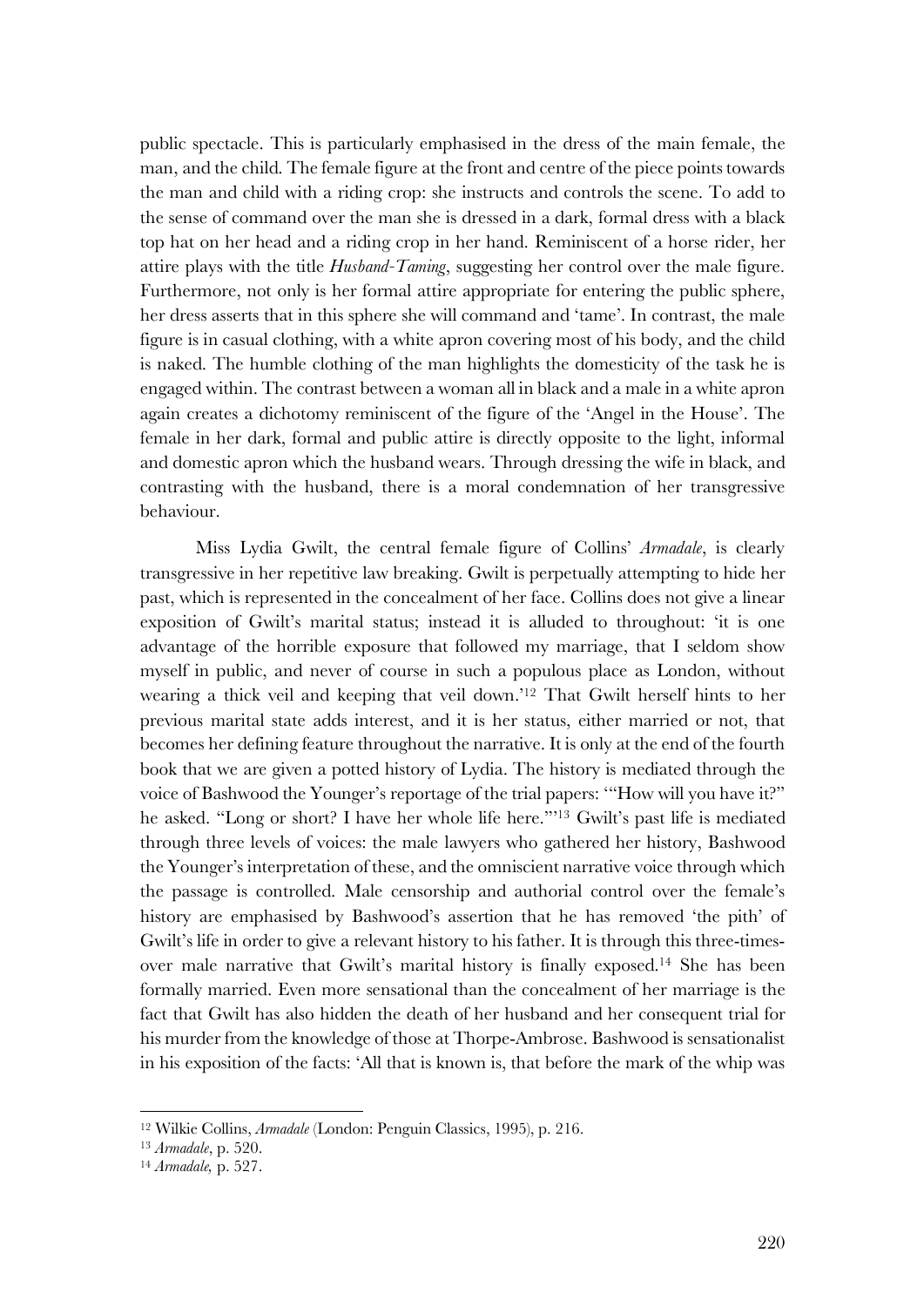public spectacle. This is particularly emphasised in the dress of the main female, the man, and the child. The female figure at the front and centre of the piece points towards the man and child with a riding crop: she instructs and controls the scene. To add to the sense of command over the man she is dressed in a dark, formal dress with a black top hat on her head and a riding crop in her hand. Reminiscent of a horse rider, her attire plays with the title *Husband-Taming*, suggesting her control over the male figure. Furthermore, not only is her formal attire appropriate for entering the public sphere, her dress asserts that in this sphere she will command and 'tame'. In contrast, the male figure is in casual clothing, with a white apron covering most of his body, and the child is naked. The humble clothing of the man highlights the domesticity of the task he is engaged within. The contrast between a woman all in black and a male in a white apron again creates a dichotomy reminiscent of the figure of the 'Angel in the House'. The female in her dark, formal and public attire is directly opposite to the light, informal and domestic apron which the husband wears. Through dressing the wife in black, and contrasting with the husband, there is a moral condemnation of her transgressive behaviour.

Miss Lydia Gwilt, the central female figure of Collins' *Armadale*, is clearly transgressive in her repetitive law breaking. Gwilt is perpetually attempting to hide her past, which is represented in the concealment of her face. Collins does not give a linear exposition of Gwilt's marital status; instead it is alluded to throughout: 'it is one advantage of the horrible exposure that followed my marriage, that I seldom show myself in public, and never of course in such a populous place as London, without wearing a thick veil and keeping that veil down.'[12] That Gwilt herself hints to her previous marital state adds interest, and it is her status, either married or not, that becomes her defining feature throughout the narrative. It is only at the end of the fourth book that we are given a potted history of Lydia. The history is mediated through the voice of Bashwood the Younger's reportage of the trial papers: '"How will you have it?" he asked. "Long or short? I have her whole life here."'[13] Gwilt's past life is mediated through three levels of voices: the male lawyers who gathered her history, Bashwood the Younger's interpretation of these, and the omniscient narrative voice through which the passage is controlled. Male censorship and authorial control over the female's history are emphasised by Bashwood's assertion that he has removed 'the pith' of Gwilt's life in order to give a relevant history to his father. It is through this three-times-over male narrative that Gwilt's marital history is finally exposed.[14] She has been formally married. Even more sensational than the concealment of her marriage is the fact that Gwilt has also hidden the death of her husband and her consequent trial for his murder from the knowledge of those at Thorpe-Ambrose. Bashwood is sensationalist in his exposition of the facts: 'All that is known is, that before the mark of the whip was

[12] Wilkie Collins, *Armadale* (London: Penguin Classics, 1995), p. 216.

[13] *Armadale*, p. 520.

[14] *Armadale,* p. 527.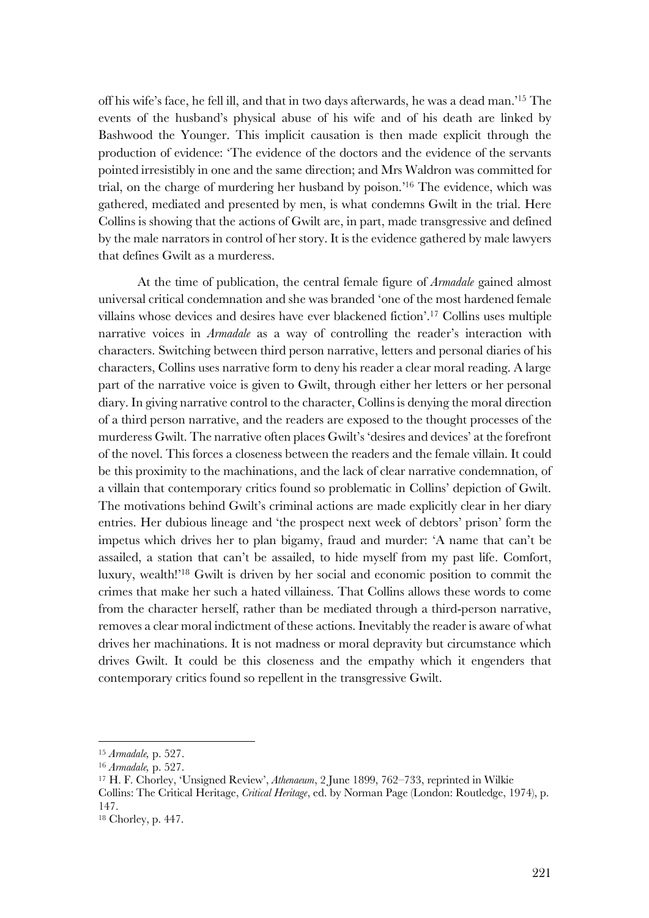off his wife's face, he fell ill, and that in two days afterwards, he was a dead man.'[15] The events of the husband's physical abuse of his wife and of his death are linked by Bashwood the Younger. This implicit causation is then made explicit through the production of evidence: 'The evidence of the doctors and the evidence of the servants pointed irresistibly in one and the same direction; and Mrs Waldron was committed for trial, on the charge of murdering her husband by poison.'[16] The evidence, which was gathered, mediated and presented by men, is what condemns Gwilt in the trial. Here Collins is showing that the actions of Gwilt are, in part, made transgressive and defined by the male narrators in control of her story. It is the evidence gathered by male lawyers that defines Gwilt as a murderess.

At the time of publication, the central female figure of *Armadale* gained almost universal critical condemnation and she was branded 'one of the most hardened female villains whose devices and desires have ever blackened fiction'.[17] Collins uses multiple narrative voices in *Armadale* as a way of controlling the reader's interaction with characters. Switching between third person narrative, letters and personal diaries of his characters, Collins uses narrative form to deny his reader a clear moral reading. A large part of the narrative voice is given to Gwilt, through either her letters or her personal diary. In giving narrative control to the character, Collins is denying the moral direction of a third person narrative, and the readers are exposed to the thought processes of the murderess Gwilt. The narrative often places Gwilt's 'desires and devices' at the forefront of the novel. This forces a closeness between the readers and the female villain. It could be this proximity to the machinations, and the lack of clear narrative condemnation, of a villain that contemporary critics found so problematic in Collins' depiction of Gwilt. The motivations behind Gwilt's criminal actions are made explicitly clear in her diary entries. Her dubious lineage and 'the prospect next week of debtors' prison' form the impetus which drives her to plan bigamy, fraud and murder: 'A name that can't be assailed, a station that can't be assailed, to hide myself from my past life. Comfort, luxury, wealth!'[18] Gwilt is driven by her social and economic position to commit the crimes that make her such a hated villainess. That Collins allows these words to come from the character herself, rather than be mediated through a third-person narrative, removes a clear moral indictment of these actions. Inevitably the reader is aware of what drives her machinations. It is not madness or moral depravity but circumstance which drives Gwilt. It could be this closeness and the empathy which it engenders that contemporary critics found so repellent in the transgressive Gwilt.

---

[15] *Armadale,* p. 527.

[16] *Armadale,* p. 527.

[17] H. F. Chorley, 'Unsigned Review', *Athenaeum*, 2 June 1899, 762–733, reprinted in Wilkie Collins: The Critical Heritage, *Critical Heritage*, ed. by Norman Page (London: Routledge, 1974), p. 147.

[18] Chorley, p. 447.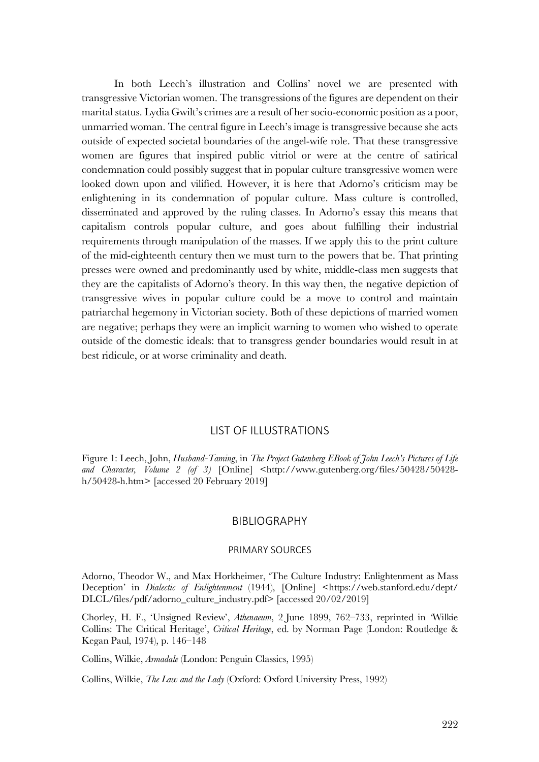In both Leech's illustration and Collins' novel we are presented with transgressive Victorian women. The transgressions of the figures are dependent on their marital status. Lydia Gwilt's crimes are a result of her socio-economic position as a poor, unmarried woman. The central figure in Leech's image is transgressive because she acts outside of expected societal boundaries of the angel-wife role. That these transgressive women are figures that inspired public vitriol or were at the centre of satirical condemnation could possibly suggest that in popular culture transgressive women were looked down upon and vilified. However, it is here that Adorno's criticism may be enlightening in its condemnation of popular culture. Mass culture is controlled, disseminated and approved by the ruling classes. In Adorno's essay this means that capitalism controls popular culture, and goes about fulfilling their industrial requirements through manipulation of the masses. If we apply this to the print culture of the mid-eighteenth century then we must turn to the powers that be. That printing presses were owned and predominantly used by white, middle-class men suggests that they are the capitalists of Adorno's theory. In this way then, the negative depiction of transgressive wives in popular culture could be a move to control and maintain patriarchal hegemony in Victorian society. Both of these depictions of married women are negative; perhaps they were an implicit warning to women who wished to operate outside of the domestic ideals: that to transgress gender boundaries would result in at best ridicule, or at worse criminality and death.

## LIST OF ILLUSTRATIONS

Figure 1: Leech, John, *Husband-Taming*, in *The Project Gutenberg EBook of John Leech's Pictures of Life and Character, Volume 2 (of 3)* [Online] <http://www.gutenberg.org/files/50428/50428-h/50428-h.htm> [accessed 20 February 2019]

## BIBLIOGRAPHY

### PRIMARY SOURCES

Adorno, Theodor W., and Max Horkheimer, 'The Culture Industry: Enlightenment as Mass Deception' in *Dialectic of Enlightenment* (1944), [Online] <https://web.stanford.edu/dept/DLCL/files/pdf/adorno_culture_industry.pdf> [accessed 20/02/2019]

Chorley, H. F., 'Unsigned Review', *Athenaeum*, 2 June 1899, 762–733, reprinted in 'Wilkie Collins: The Critical Heritage', *Critical Heritage*, ed. by Norman Page (London: Routledge & Kegan Paul, 1974), p. 146–148

Collins, Wilkie, *Armadale* (London: Penguin Classics, 1995)

Collins, Wilkie, *The Law and the Lady* (Oxford: Oxford University Press, 1992)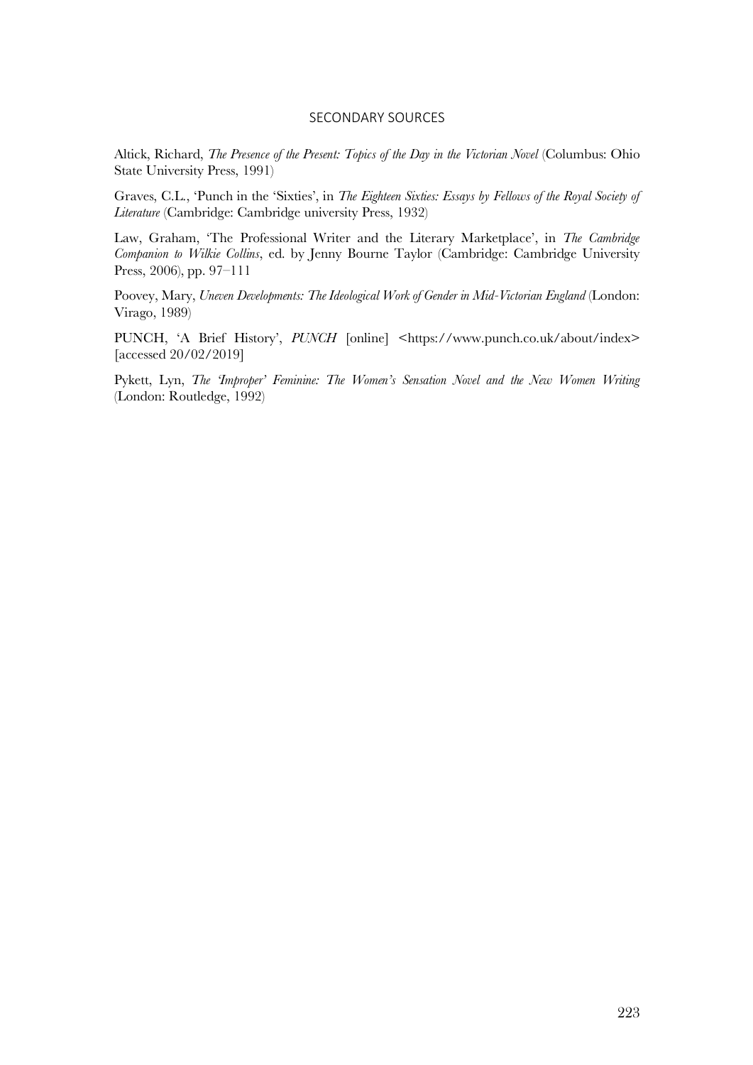## SECONDARY SOURCES

Altick, Richard, *The Presence of the Present: Topics of the Day in the Victorian Novel* (Columbus: Ohio State University Press, 1991)

Graves, C.L., 'Punch in the 'Sixties', in *The Eighteen Sixties: Essays by Fellows of the Royal Society of Literature* (Cambridge: Cambridge university Press, 1932)

Law, Graham, 'The Professional Writer and the Literary Marketplace', in *The Cambridge Companion to Wilkie Collins*, ed. by Jenny Bourne Taylor (Cambridge: Cambridge University Press, 2006), pp. 97–111

Poovey, Mary, *Uneven Developments: The Ideological Work of Gender in Mid-Victorian England* (London: Virago, 1989)

PUNCH, 'A Brief History', *PUNCH* [online] <https://www.punch.co.uk/about/index> [accessed 20/02/2019]

Pykett, Lyn, *The 'Improper' Feminine: The Women's Sensation Novel and the New Women Writing* (London: Routledge, 1992)